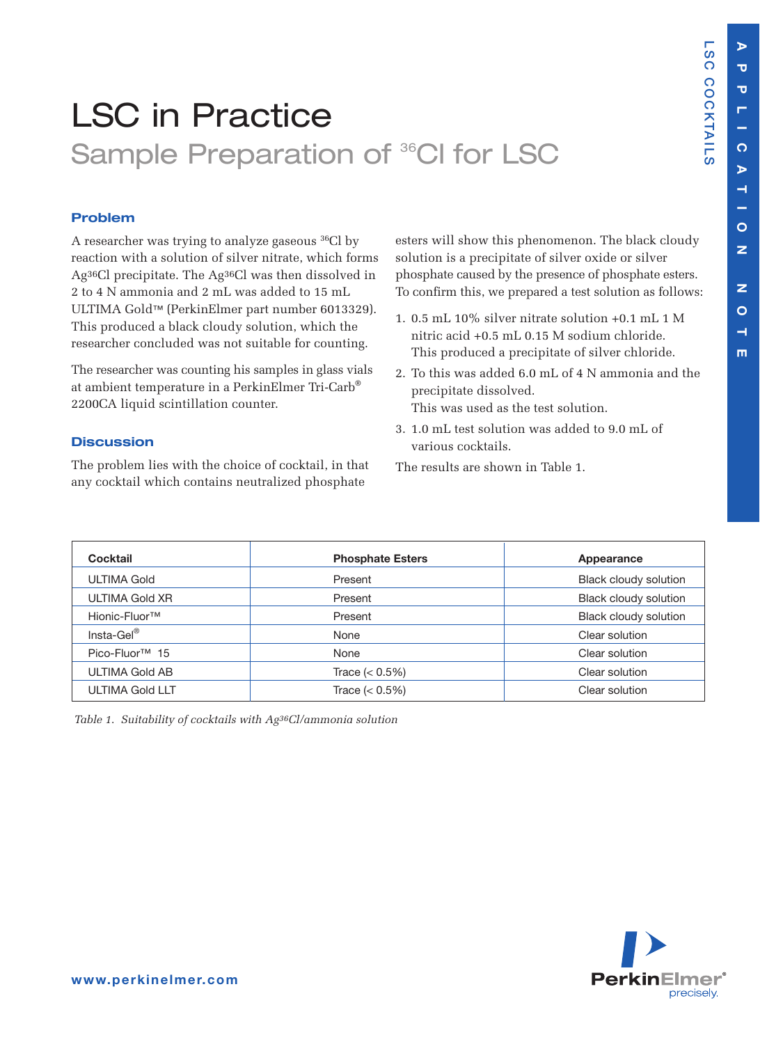# LSC in Practice

## Sample Preparation of $^{36}$Cl for LSC

### Problem

A researcher was trying to analyze gaseous $^{36}$Cl by reaction with a solution of silver nitrate, which forms $Ag^{36}Cl$ precipitate. The $Ag^{36}Cl$ was then dissolved in 2 to 4 N ammonia and 2 mL was added to 15 mL ULTIMA Gold™ (PerkinElmer part number 6013329). This produced a black cloudy solution, which the researcher concluded was not suitable for counting.

The researcher was counting his samples in glass vials at ambient temperature in a PerkinElmer Tri-Carb® 2200CA liquid scintillation counter.

### Discussion

The problem lies with the choice of cocktail, in that any cocktail which contains neutralized phosphate esters will show this phenomenon. The black cloudy solution is a precipitate of silver oxide or silver phosphate caused by the presence of phosphate esters. To confirm this, we prepared a test solution as follows:

1. 0.5 mL 10% silver nitrate solution +0.1 mL 1 M nitric acid +0.5 mL 0.15 M sodium chloride.
   This produced a precipitate of silver chloride.
2. To this was added 6.0 mL of 4 N ammonia and the precipitate dissolved.
   This was used as the test solution.
3. 1.0 mL test solution was added to 9.0 mL of various cocktails.

The results are shown in Table 1.

| Cocktail | Phosphate Esters | Appearance |
|---|---|---|
| ULTIMA Gold | Present | Black cloudy solution |
| ULTIMA Gold XR | Present | Black cloudy solution |
| Hionic-Fluor™ | Present | Black cloudy solution |
| Insta-Gel® | None | Clear solution |
| Pico-Fluor™ 15 | None | Clear solution |
| ULTIMA Gold AB | Trace (< 0.5%) | Clear solution |
| ULTIMA Gold LLT | Trace (< 0.5%) | Clear solution |

*Table 1. Suitability of cocktails with $Ag^{36}Cl$/ammonia solution*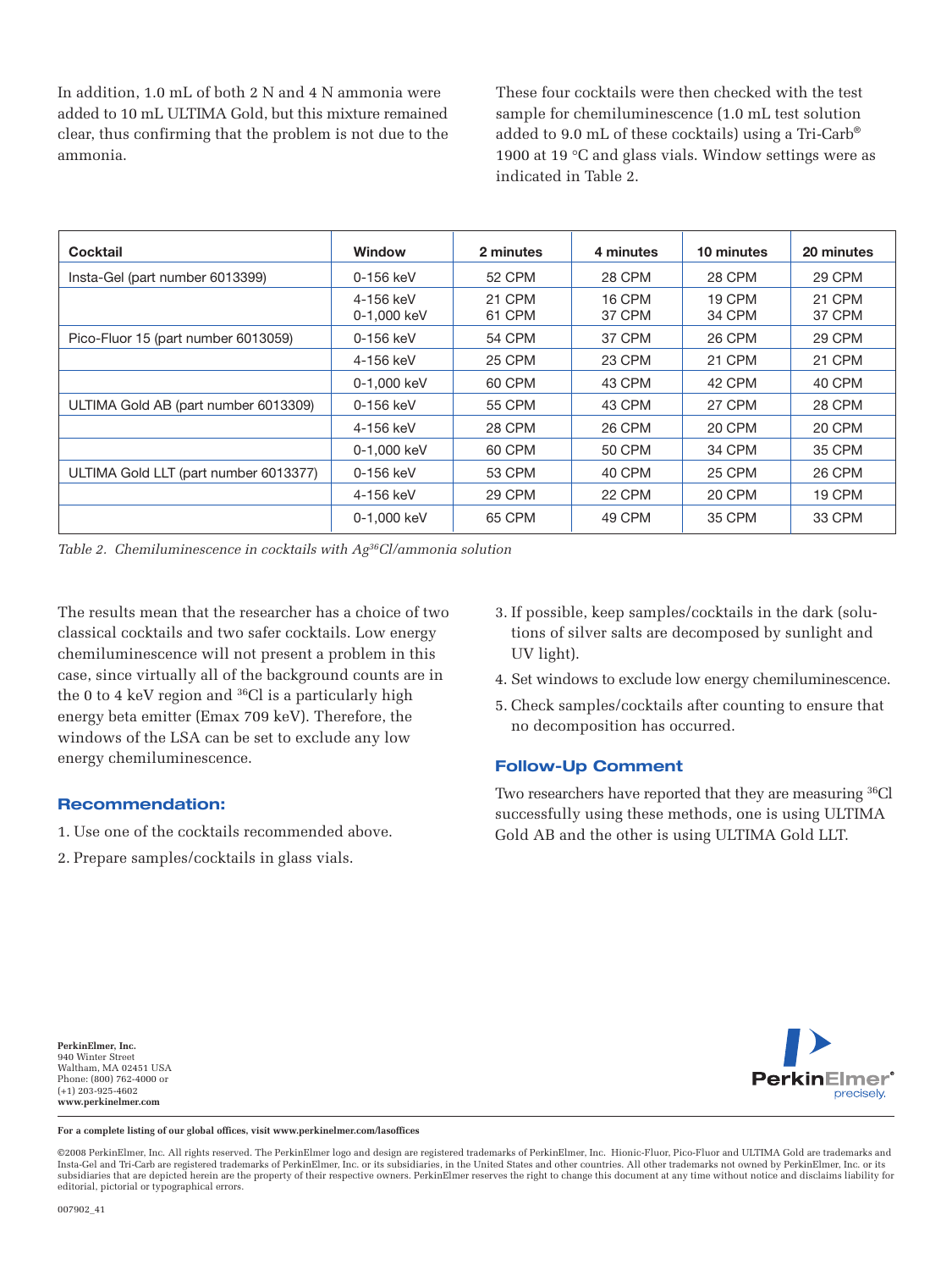In addition, 1.0 mL of both 2 N and 4 N ammonia were added to 10 mL ULTIMA Gold, but this mixture remained clear, thus confirming that the problem is not due to the ammonia.

These four cocktails were then checked with the test sample for chemiluminescence (1.0 mL test solution added to 9.0 mL of these cocktails) using a Tri-Carb® 1900 at 19 °C and glass vials. Window settings were as indicated in Table 2.

| Cocktail | Window | 2 minutes | 4 minutes | 10 minutes | 20 minutes |
|---|---|---|---|---|---|
| Insta-Gel (part number 6013399) | 0-156 keV | 52 CPM | 28 CPM | 28 CPM | 29 CPM |
| | 4-156 keV | 21 CPM | 16 CPM | 19 CPM | 21 CPM |
| | 0-1,000 keV | 61 CPM | 37 CPM | 34 CPM | 37 CPM |
| Pico-Fluor 15 (part number 6013059) | 0-156 keV | 54 CPM | 37 CPM | 26 CPM | 29 CPM |
| | 4-156 keV | 25 CPM | 23 CPM | 21 CPM | 21 CPM |
| | 0-1,000 keV | 60 CPM | 43 CPM | 42 CPM | 40 CPM |
| ULTIMA Gold AB (part number 6013309) | 0-156 keV | 55 CPM | 43 CPM | 27 CPM | 28 CPM |
| | 4-156 keV | 28 CPM | 26 CPM | 20 CPM | 20 CPM |
| | 0-1,000 keV | 60 CPM | 50 CPM | 34 CPM | 35 CPM |
| ULTIMA Gold LLT (part number 6013377) | 0-156 keV | 53 CPM | 40 CPM | 25 CPM | 26 CPM |
| | 4-156 keV | 29 CPM | 22 CPM | 20 CPM | 19 CPM |
| | 0-1,000 keV | 65 CPM | 49 CPM | 35 CPM | 33 CPM |

*Table 2. Chemiluminescence in cocktails with $Ag^{36}Cl$/ammonia solution*

The results mean that the researcher has a choice of two classical cocktails and two safer cocktails. Low energy chemiluminescence will not present a problem in this case, since virtually all of the background counts are in the 0 to 4 keV region and $^{36}Cl$ is a particularly high energy beta emitter (Emax 709 keV). Therefore, the windows of the LSA can be set to exclude any low energy chemiluminescence.

## Recommendation:

1. Use one of the cocktails recommended above.
2. Prepare samples/cocktails in glass vials.
3. If possible, keep samples/cocktails in the dark (solutions of silver salts are decomposed by sunlight and UV light).
4. Set windows to exclude low energy chemiluminescence.
5. Check samples/cocktails after counting to ensure that no decomposition has occurred.

## Follow-Up Comment

Two researchers have reported that they are measuring $^{36}Cl$ successfully using these methods, one is using ULTIMA Gold AB and the other is using ULTIMA Gold LLT.

**PerkinElmer, Inc.**
940 Winter Street
Waltham, MA 02451 USA
Phone: (800) 762-4000 or
(+1) 203-925-4602
**www.perkinelmer.com**

**For a complete listing of our global offices, visit www.perkinelmer.com/lasoffices**

©2008 PerkinElmer, Inc. All rights reserved. The PerkinElmer logo and design are registered trademarks of PerkinElmer, Inc. Hionic-Fluor, Pico-Fluor and ULTIMA Gold are trademarks and Insta-Gel and Tri-Carb are registered trademarks of PerkinElmer, Inc. or its subsidiaries, in the United States and other countries. All other trademarks not owned by PerkinElmer, Inc. or its subsidiaries that are depicted herein are the property of their respective owners. PerkinElmer reserves the right to change this document at any time without notice and disclaims liability for editorial, pictorial or typographical errors.

007902_41